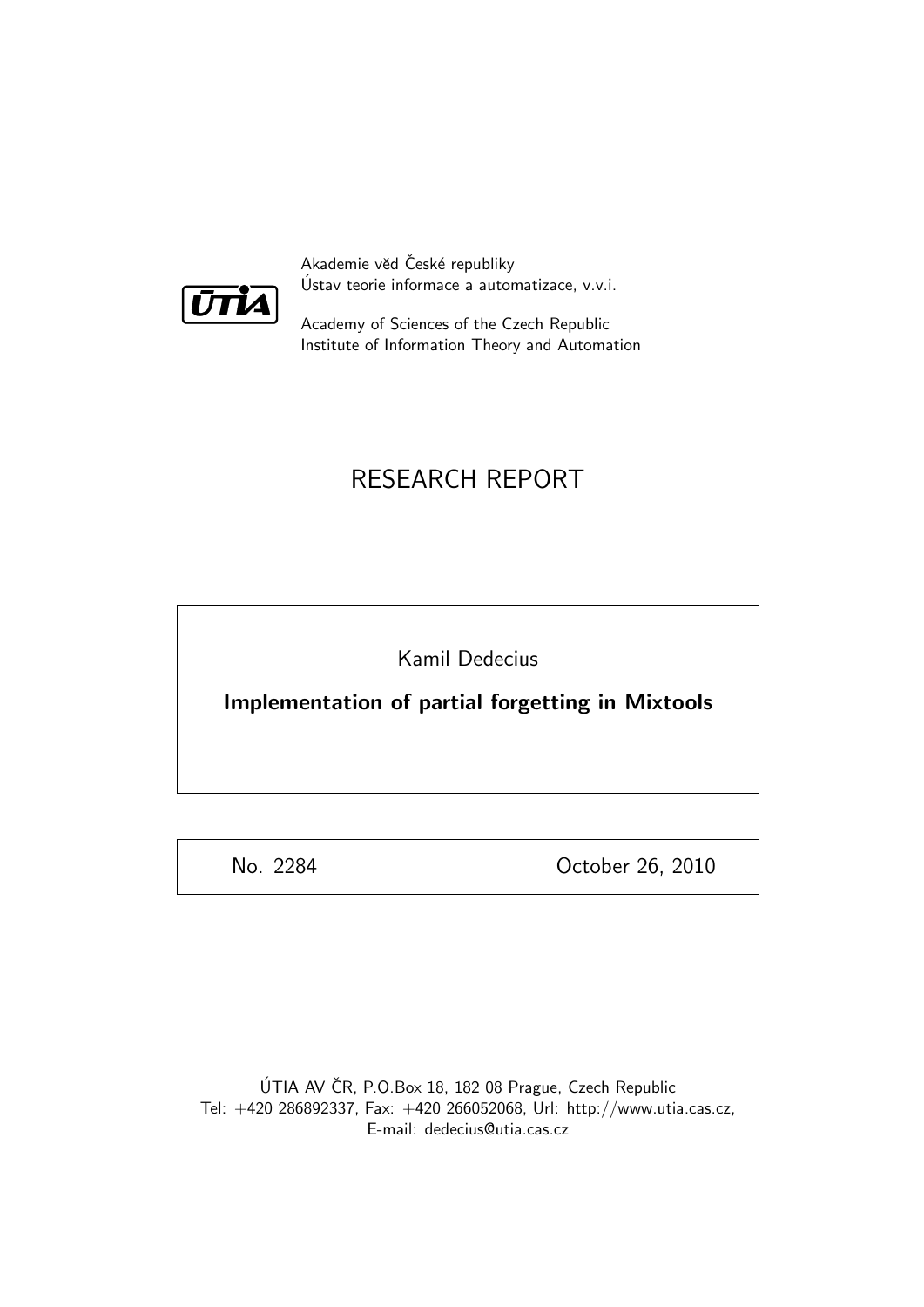Akademie věd České republiky
Ústav teorie informace a automatizace, v.v.i.

Academy of Sciences of the Czech Republic
Institute of Information Theory and Automation

# RESEARCH REPORT

Kamil Dedecius

**Implementation of partial forgetting in Mixtools**

No. 2284 October 26, 2010

ÚTIA AV ČR, P.O.Box 18, 182 08 Prague, Czech Republic
Tel: +420 286892337, Fax: +420 266052068, Url: http://www.utia.cas.cz,
E-mail: dedecius@utia.cas.cz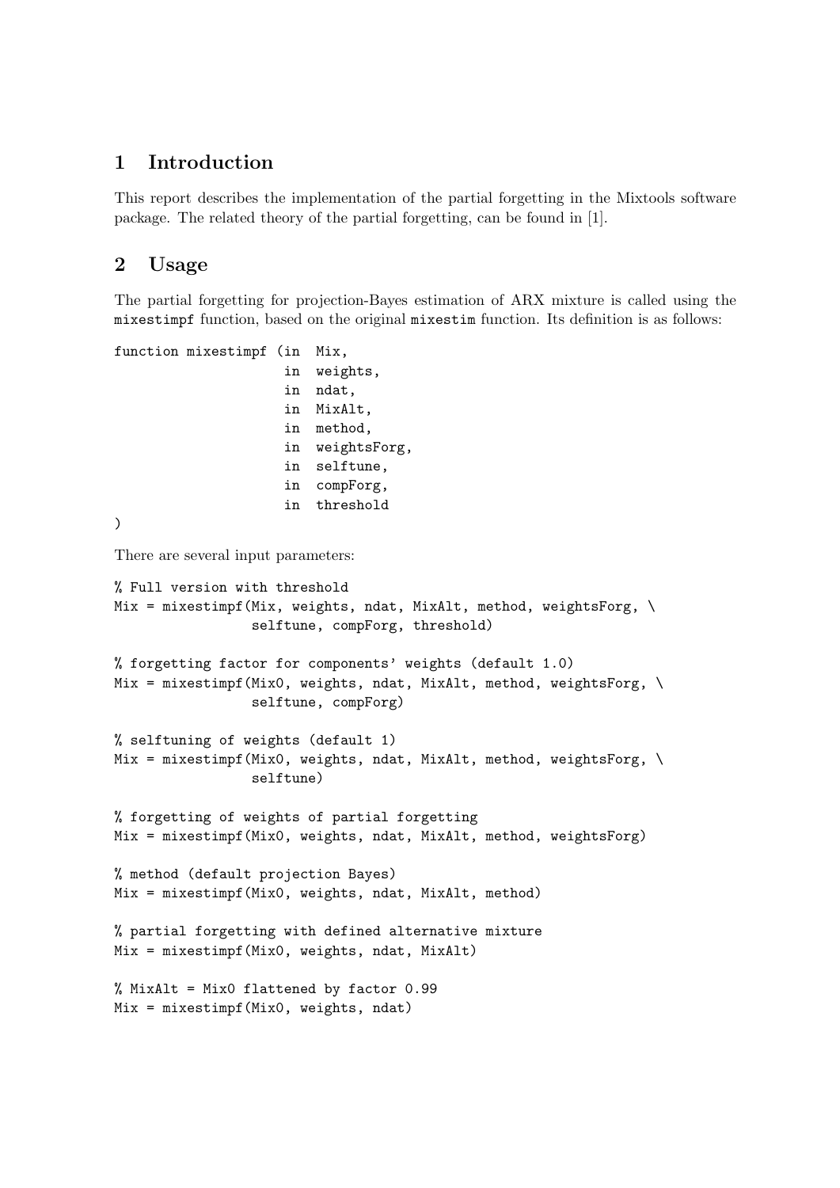# 1 Introduction

This report describes the implementation of the partial forgetting in the Mixtools software package. The related theory of the partial forgetting, can be found in [1].

# 2 Usage

The partial forgetting for projection-Bayes estimation of ARX mixture is called using the `mixestimpf` function, based on the original `mixestim` function. Its definition is as follows:

```
function mixestimpf (in  Mix,
                     in  weights,
                     in  ndat,
                     in  MixAlt,
                     in  method,
                     in  weightsForg,
                     in  selftune,
                     in  compForg,
                     in  threshold
)
```

There are several input parameters:

```
% Full version with threshold
Mix = mixestimpf(Mix, weights, ndat, MixAlt, method, weightsForg, \
                 selftune, compForg, threshold)

% forgetting factor for components' weights (default 1.0)
Mix = mixestimpf(Mix0, weights, ndat, MixAlt, method, weightsForg, \
                 selftune, compForg)

% selftuning of weights (default 1)
Mix = mixestimpf(Mix0, weights, ndat, MixAlt, method, weightsForg, \
                 selftune)

% forgetting of weights of partial forgetting
Mix = mixestimpf(Mix0, weights, ndat, MixAlt, method, weightsForg)

% method (default projection Bayes)
Mix = mixestimpf(Mix0, weights, ndat, MixAlt, method)

% partial forgetting with defined alternative mixture
Mix = mixestimpf(Mix0, weights, ndat, MixAlt)

% MixAlt = Mix0 flattened by factor 0.99
Mix = mixestimpf(Mix0, weights, ndat)
```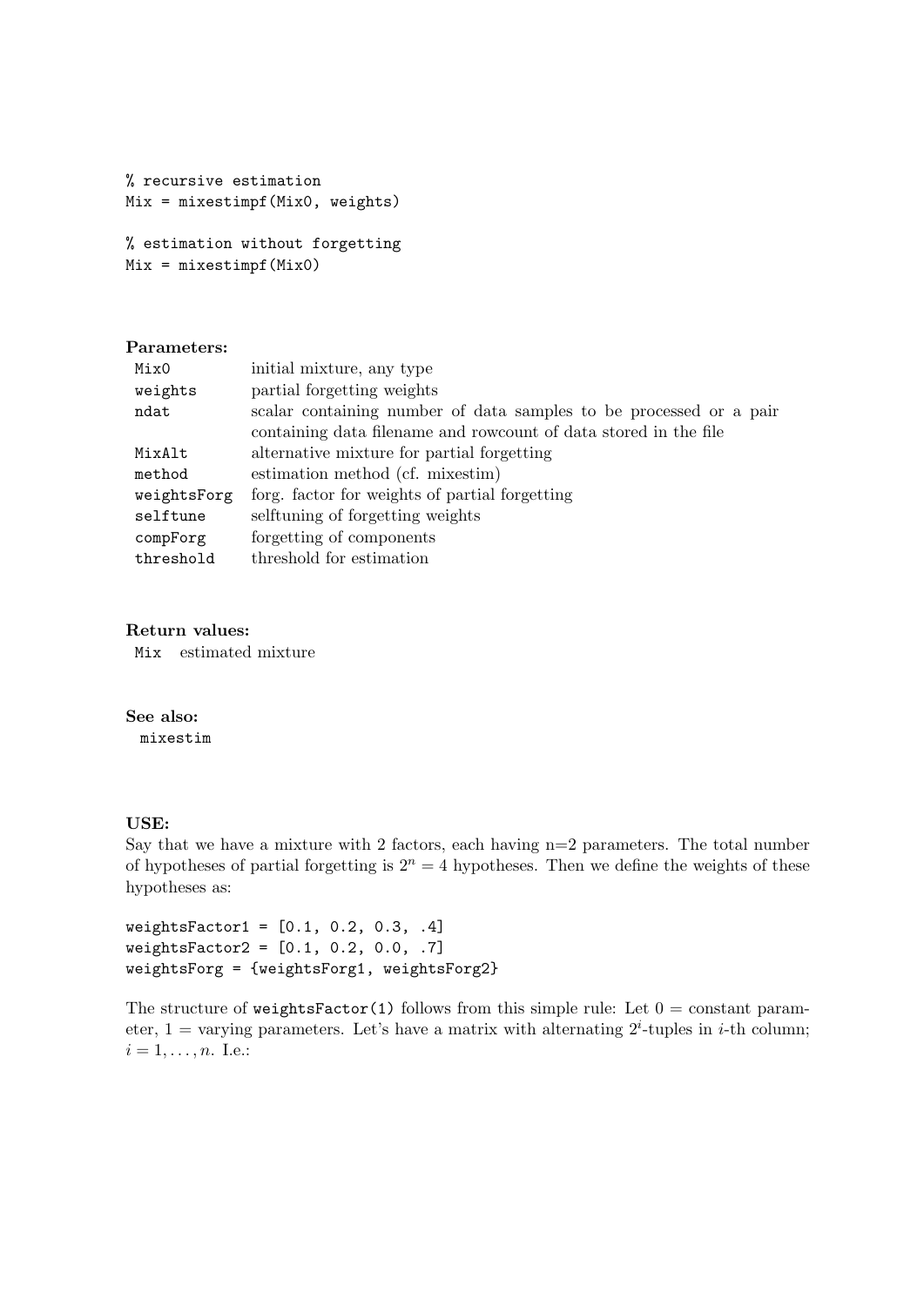```
% recursive estimation
Mix = mixestimpf(Mix0, weights)

% estimation without forgetting
Mix = mixestimpf(Mix0)
```

**Parameters:**

| | |
|---|---|
| `Mix0` | initial mixture, any type |
| `weights` | partial forgetting weights |
| `ndat` | scalar containing number of data samples to be processed or a pair containing data filename and rowcount of data stored in the file |
| `MixAlt` | alternative mixture for partial forgetting |
| `method` | estimation method (cf. mixestim) |
| `weightsForg` | forg. factor for weights of partial forgetting |
| `selftune` | selftuning of forgetting weights |
| `compForg` | forgetting of components |
| `threshold` | threshold for estimation |

**Return values:**

| | |
|---|---|
| `Mix` | estimated mixture |

**See also:**

`mixestim`

**USE:**

Say that we have a mixture with 2 factors, each having n=2 parameters. The total number of hypotheses of partial forgetting is $2^n = 4$ hypotheses. Then we define the weights of these hypotheses as:

```
weightsFactor1 = [0.1, 0.2, 0.3, .4]
weightsFactor2 = [0.1, 0.2, 0.0, .7]
weightsForg = {weightsForg1, weightsForg2}
```

The structure of `weightsFactor(1)` follows from this simple rule: Let 0 = constant parameter, 1 = varying parameters. Let's have a matrix with alternating $2^i$-tuples in $i$-th column; $i = 1, \ldots, n$. I.e.: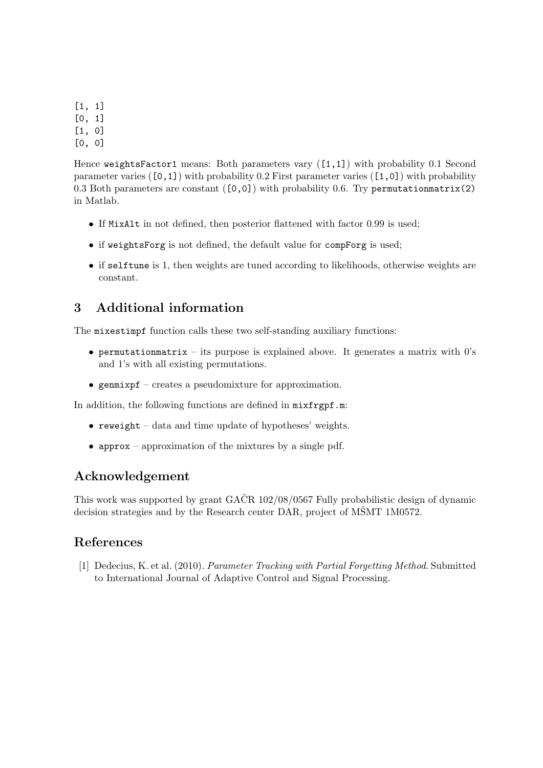```
[1, 1]
[0, 1]
[1, 0]
[0, 0]
```

Hence `weightsFactor1` means: Both parameters vary (`[1,1]`) with probability 0.1 Second parameter varies (`[0,1]`) with probability 0.2 First parameter varies (`[1,0]`) with probability 0.3 Both parameters are constant (`[0,0]`) with probability 0.6. Try `permutationmatrix(2)` in Matlab.

- If `MixAlt` in not defined, then posterior flattened with factor 0.99 is used;
- if `weightsForg` is not defined, the default value for `compForg` is used;
- if `selftune` is 1, then weights are tuned according to likelihoods, otherwise weights are constant.

## 3 Additional information

The `mixestimpf` function calls these two self-standing auxiliary functions:

- `permutationmatrix` – its purpose is explained above. It generates a matrix with 0's and 1's with all existing permutations.
- `genmixpf` – creates a pseudomixture for approximation.

In addition, the following functions are defined in `mixfrgpf.m`:

- `reweight` – data and time update of hypotheses' weights.
- `approx` – approximation of the mixtures by a single pdf.

## Acknowledgement

This work was supported by grant GAČR 102/08/0567 Fully probabilistic design of dynamic decision strategies and by the Research center DAR, project of MŠMT 1M0572.

## References

[1] Dedecius, K. et al. (2010). *Parameter Tracking with Partial Forgetting Method*. Submitted to International Journal of Adaptive Control and Signal Processing.